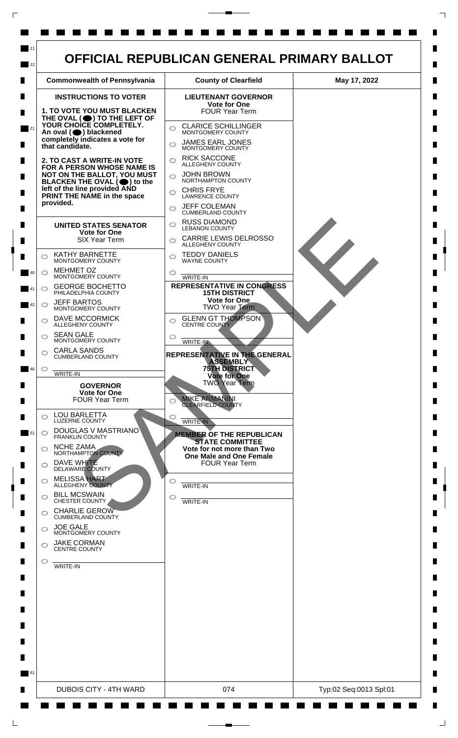# OFFICIAL REPUBLICAN GENERAL PRIMARY BALLOT

| Commonwealth of Pennsylvania | County of Clearfield | May 17, 2022 |
| --- | --- | --- |

## INSTRUCTIONS TO VOTER

**1. TO VOTE YOU MUST BLACKEN THE OVAL (⬤) TO THE LEFT OF YOUR CHOICE COMPLETELY. An oval (⬤) blackened completely indicates a vote for that candidate.**

**2. TO CAST A WRITE-IN VOTE FOR A PERSON WHOSE NAME IS NOT ON THE BALLOT, YOU MUST BLACKEN THE OVAL (⬤) to the left of the line provided AND PRINT THE NAME in the space provided.**

### UNITED STATES SENATOR
**Vote for One**
SIX Year Term

- ○ KATHY BARNETTE — MONTGOMERY COUNTY
- ○ MEHMET OZ — MONTGOMERY COUNTY
- ○ GEORGE BOCHETTO — PHILADELPHIA COUNTY
- ○ JEFF BARTOS — MONTGOMERY COUNTY
- ○ DAVE MCCORMICK — ALLEGHENY COUNTY
- ○ SEAN GALE — MONTGOMERY COUNTY
- ○ CARLA SANDS — CUMBERLAND COUNTY
- ○ ______ WRITE-IN

### GOVERNOR
**Vote for One**
FOUR Year Term

- ○ LOU BARLETTA — LUZERNE COUNTY
- ○ DOUGLAS V MASTRIANO — FRANKLIN COUNTY
- ○ NCHE ZAMA — NORTHAMPTON COUNTY
- ○ DAVE WHITE — DELAWARE COUNTY
- ○ MELISSA HART — ALLEGHENY COUNTY
- ○ BILL MCSWAIN — CHESTER COUNTY
- ○ CHARLIE GEROW — CUMBERLAND COUNTY
- ○ JOE GALE — MONTGOMERY COUNTY
- ○ JAKE CORMAN — CENTRE COUNTY
- ○ ______ WRITE-IN

### LIEUTENANT GOVERNOR
**Vote for One**
FOUR Year Term

- ○ CLARICE SCHILLINGER — MONTGOMERY COUNTY
- ○ JAMES EARL JONES — MONTGOMERY COUNTY
- ○ RICK SACCONE — ALLEGHENY COUNTY
- ○ JOHN BROWN — NORTHAMPTON COUNTY
- ○ CHRIS FRYE — LAWRENCE COUNTY
- ○ JEFF COLEMAN — CUMBERLAND COUNTY
- ○ RUSS DIAMOND — LEBANON COUNTY
- ○ CARRIE LEWIS DELROSSO — ALLEGHENY COUNTY
- ○ TEDDY DANIELS — WAYNE COUNTY
- ○ ______ WRITE-IN

### REPRESENTATIVE IN CONGRESS
**15TH DISTRICT**
**Vote for One**
TWO Year Term

- ○ GLENN GT THOMPSON — CENTRE COUNTY
- ○ ______ WRITE-IN

### REPRESENTATIVE IN THE GENERAL ASSEMBLY
**75TH DISTRICT**
**Vote for One**
TWO Year Term

- ○ MIKE ARMANINI — CLEARFIELD COUNTY
- ○ ______ WRITE-IN

### MEMBER OF THE REPUBLICAN STATE COMMITTEE
**Vote for not more than Two**
**One Male and One Female**
FOUR Year Term

- ○ ______ WRITE-IN
- ○ ______ WRITE-IN

SAMPLE

| DUBOIS CITY - 4TH WARD | 074 | Typ:02 Seq:0013 Spl:01 |
| --- | --- | --- |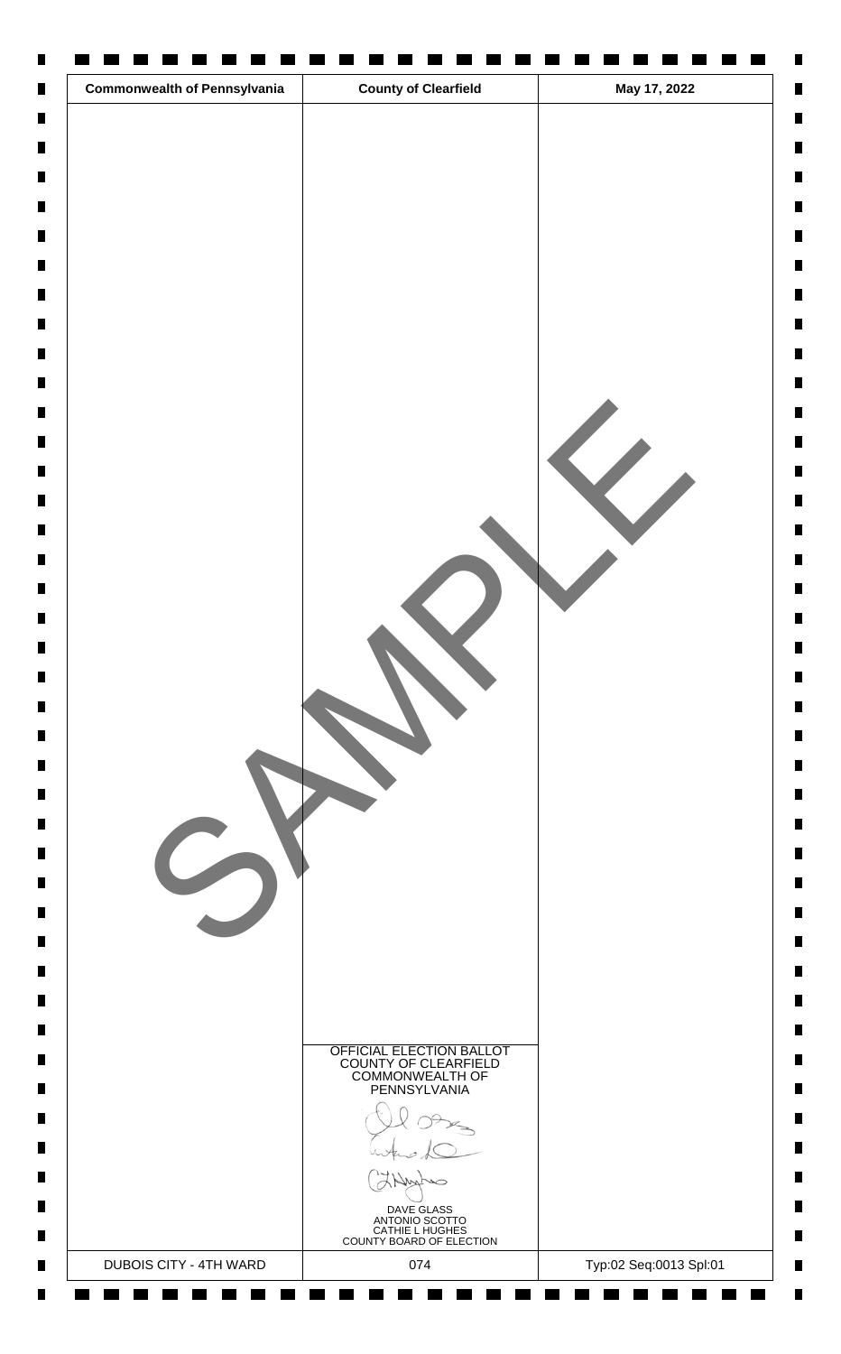| Commonwealth of Pennsylvania | County of Clearfield | May 17, 2022 |
|---|---|---|

SAMPLE

OFFICIAL ELECTION BALLOT
COUNTY OF CLEARFIELD
COMMONWEALTH OF
PENNSYLVANIA

DAVE GLASS
ANTONIO SCOTTO
CATHIE L HUGHES
COUNTY BOARD OF ELECTION

| DUBOIS CITY - 4TH WARD | 074 | Typ:02 Seq:0013 Spl:01 |
|---|---|---|